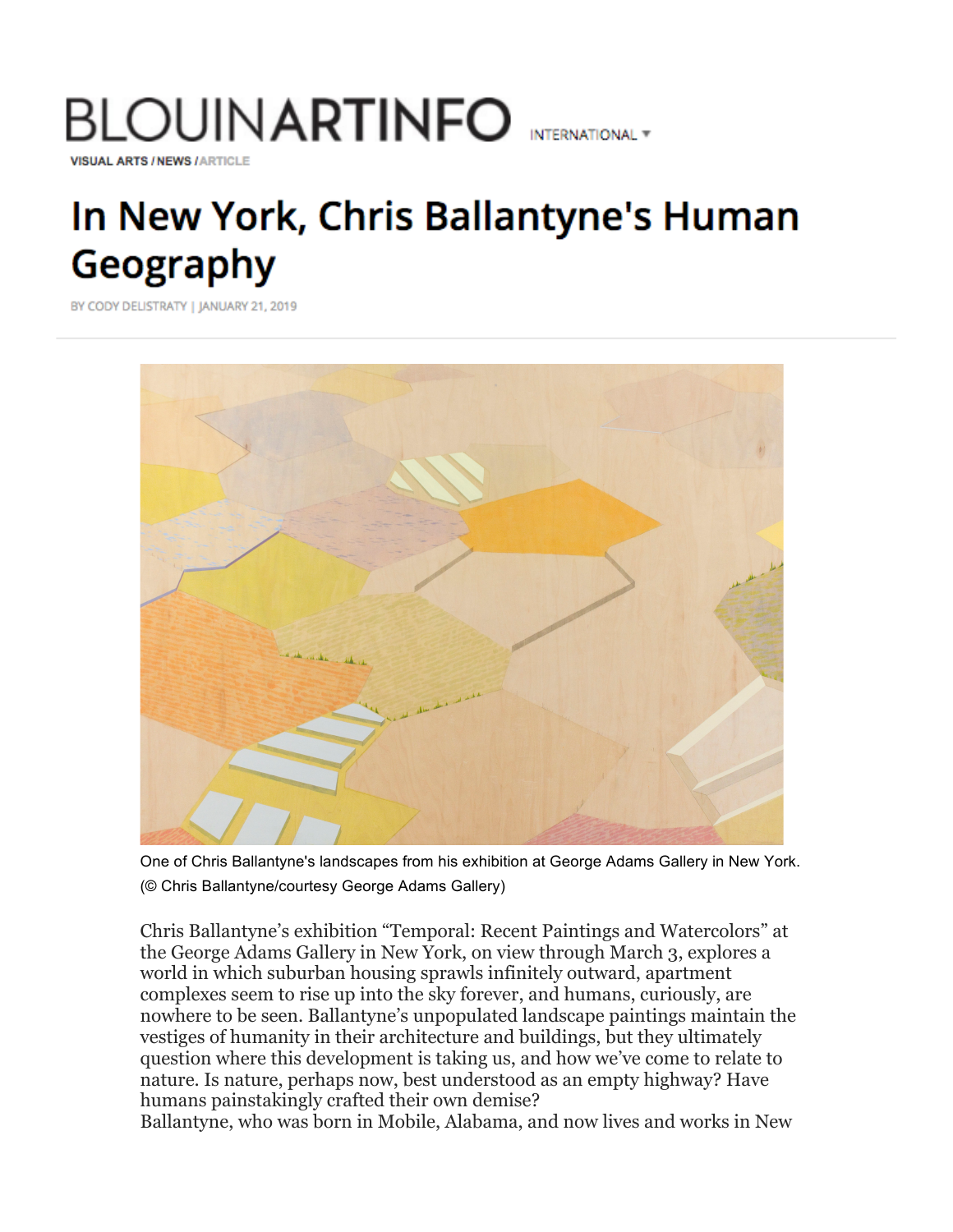BLOUINARTINFO INTERNATIONAL

VISUAL ARTS / NEWS / ARTICLE

# In New York, Chris Ballantyne's Human Geography

BY CODY DELISTRATY | JANUARY 21, 2019

One of Chris Ballantyne's landscapes from his exhibition at George Adams Gallery in New York. (© Chris Ballantyne/courtesy George Adams Gallery)

Chris Ballantyne's exhibition "Temporal: Recent Paintings and Watercolors" at the George Adams Gallery in New York, on view through March 3, explores a world in which suburban housing sprawls infinitely outward, apartment complexes seem to rise up into the sky forever, and humans, curiously, are nowhere to be seen. Ballantyne's unpopulated landscape paintings maintain the vestiges of humanity in their architecture and buildings, but they ultimately question where this development is taking us, and how we've come to relate to nature. Is nature, perhaps now, best understood as an empty highway? Have humans painstakingly crafted their own demise?

Ballantyne, who was born in Mobile, Alabama, and now lives and works in New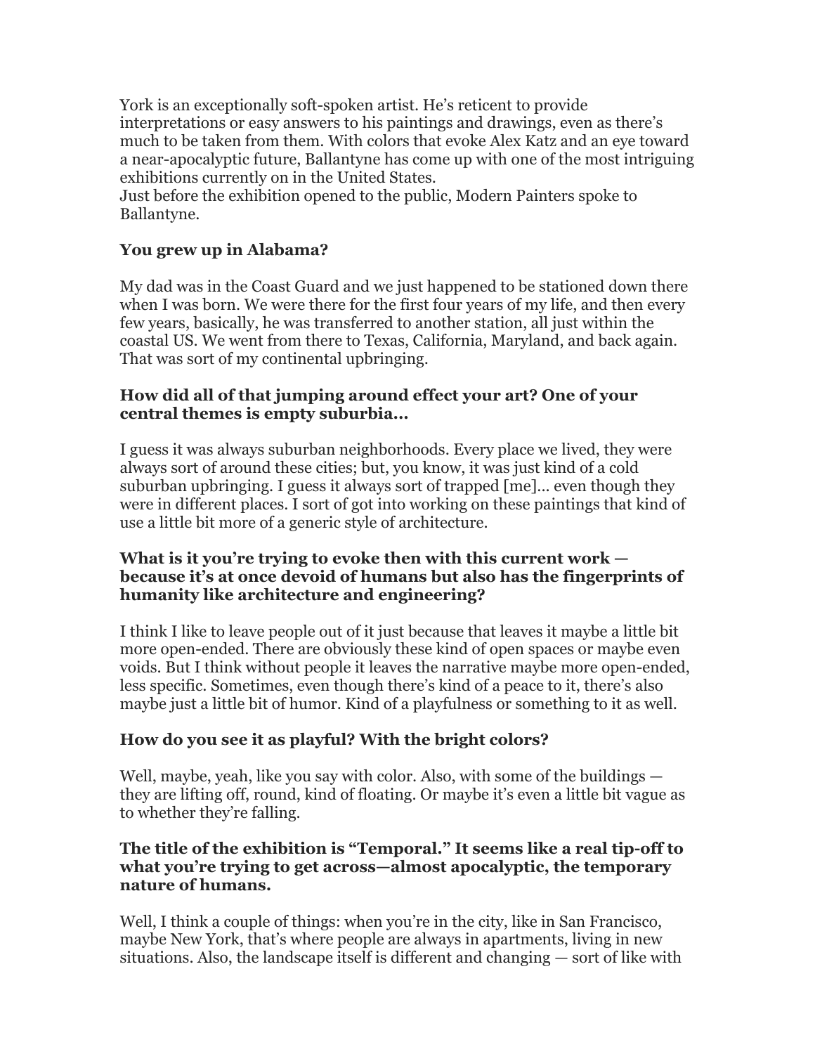York is an exceptionally soft-spoken artist. He's reticent to provide interpretations or easy answers to his paintings and drawings, even as there's much to be taken from them. With colors that evoke Alex Katz and an eye toward a near-apocalyptic future, Ballantyne has come up with one of the most intriguing exhibitions currently on in the United States.
Just before the exhibition opened to the public, Modern Painters spoke to Ballantyne.

**You grew up in Alabama?**

My dad was in the Coast Guard and we just happened to be stationed down there when I was born. We were there for the first four years of my life, and then every few years, basically, he was transferred to another station, all just within the coastal US. We went from there to Texas, California, Maryland, and back again. That was sort of my continental upbringing.

**How did all of that jumping around effect your art? One of your central themes is empty suburbia...**

I guess it was always suburban neighborhoods. Every place we lived, they were always sort of around these cities; but, you know, it was just kind of a cold suburban upbringing. I guess it always sort of trapped [me]... even though they were in different places. I sort of got into working on these paintings that kind of use a little bit more of a generic style of architecture.

**What is it you're trying to evoke then with this current work — because it's at once devoid of humans but also has the fingerprints of humanity like architecture and engineering?**

I think I like to leave people out of it just because that leaves it maybe a little bit more open-ended. There are obviously these kind of open spaces or maybe even voids. But I think without people it leaves the narrative maybe more open-ended, less specific. Sometimes, even though there's kind of a peace to it, there's also maybe just a little bit of humor. Kind of a playfulness or something to it as well.

**How do you see it as playful? With the bright colors?**

Well, maybe, yeah, like you say with color. Also, with some of the buildings — they are lifting off, round, kind of floating. Or maybe it's even a little bit vague as to whether they're falling.

**The title of the exhibition is "Temporal." It seems like a real tip-off to what you're trying to get across—almost apocalyptic, the temporary nature of humans.**

Well, I think a couple of things: when you're in the city, like in San Francisco, maybe New York, that's where people are always in apartments, living in new situations. Also, the landscape itself is different and changing — sort of like with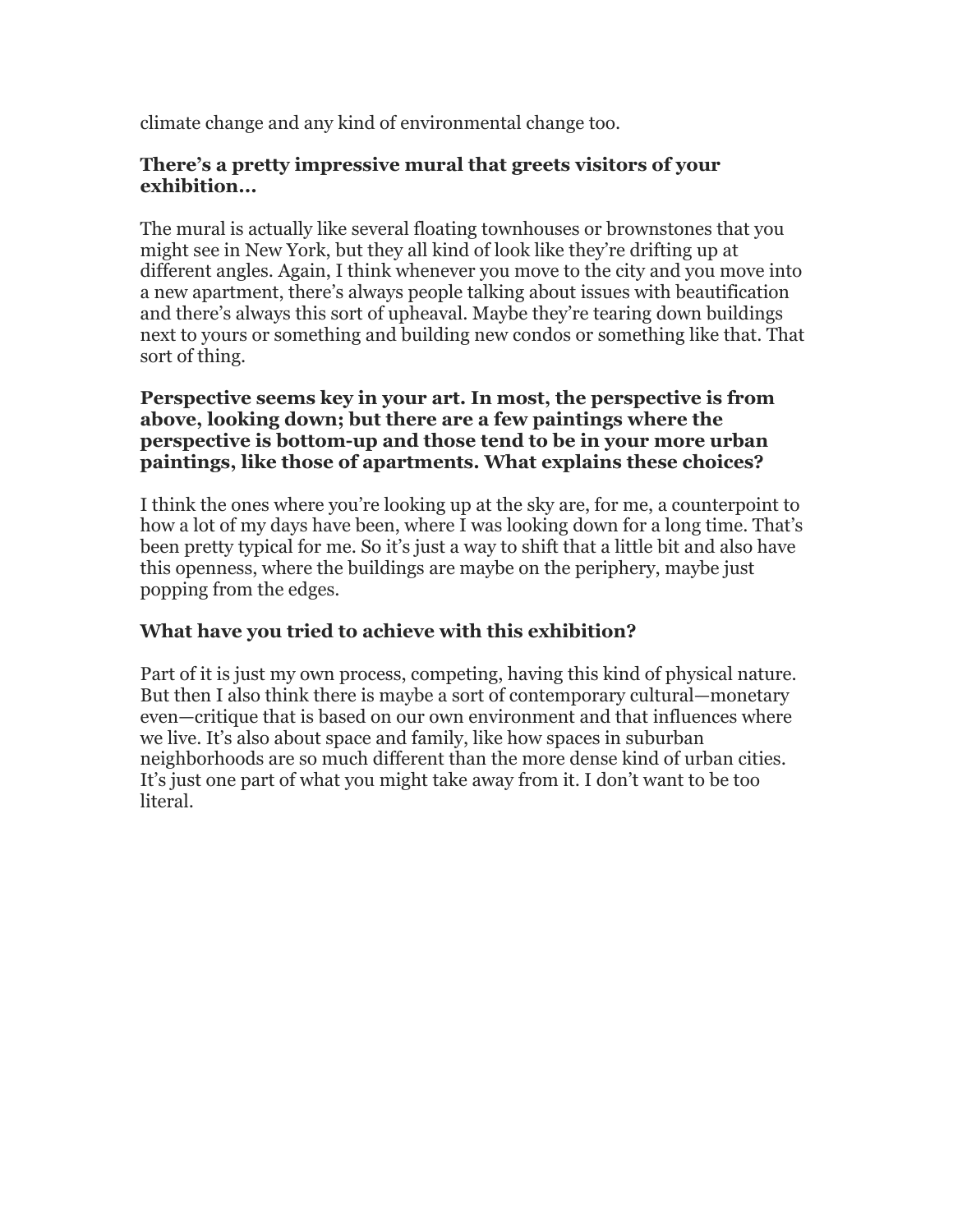climate change and any kind of environmental change too.

**There's a pretty impressive mural that greets visitors of your exhibition…**

The mural is actually like several floating townhouses or brownstones that you might see in New York, but they all kind of look like they're drifting up at different angles. Again, I think whenever you move to the city and you move into a new apartment, there's always people talking about issues with beautification and there's always this sort of upheaval. Maybe they're tearing down buildings next to yours or something and building new condos or something like that. That sort of thing.

**Perspective seems key in your art. In most, the perspective is from above, looking down; but there are a few paintings where the perspective is bottom-up and those tend to be in your more urban paintings, like those of apartments. What explains these choices?**

I think the ones where you're looking up at the sky are, for me, a counterpoint to how a lot of my days have been, where I was looking down for a long time. That's been pretty typical for me. So it's just a way to shift that a little bit and also have this openness, where the buildings are maybe on the periphery, maybe just popping from the edges.

**What have you tried to achieve with this exhibition?**

Part of it is just my own process, competing, having this kind of physical nature. But then I also think there is maybe a sort of contemporary cultural—monetary even—critique that is based on our own environment and that influences where we live. It's also about space and family, like how spaces in suburban neighborhoods are so much different than the more dense kind of urban cities. It's just one part of what you might take away from it. I don't want to be too literal.